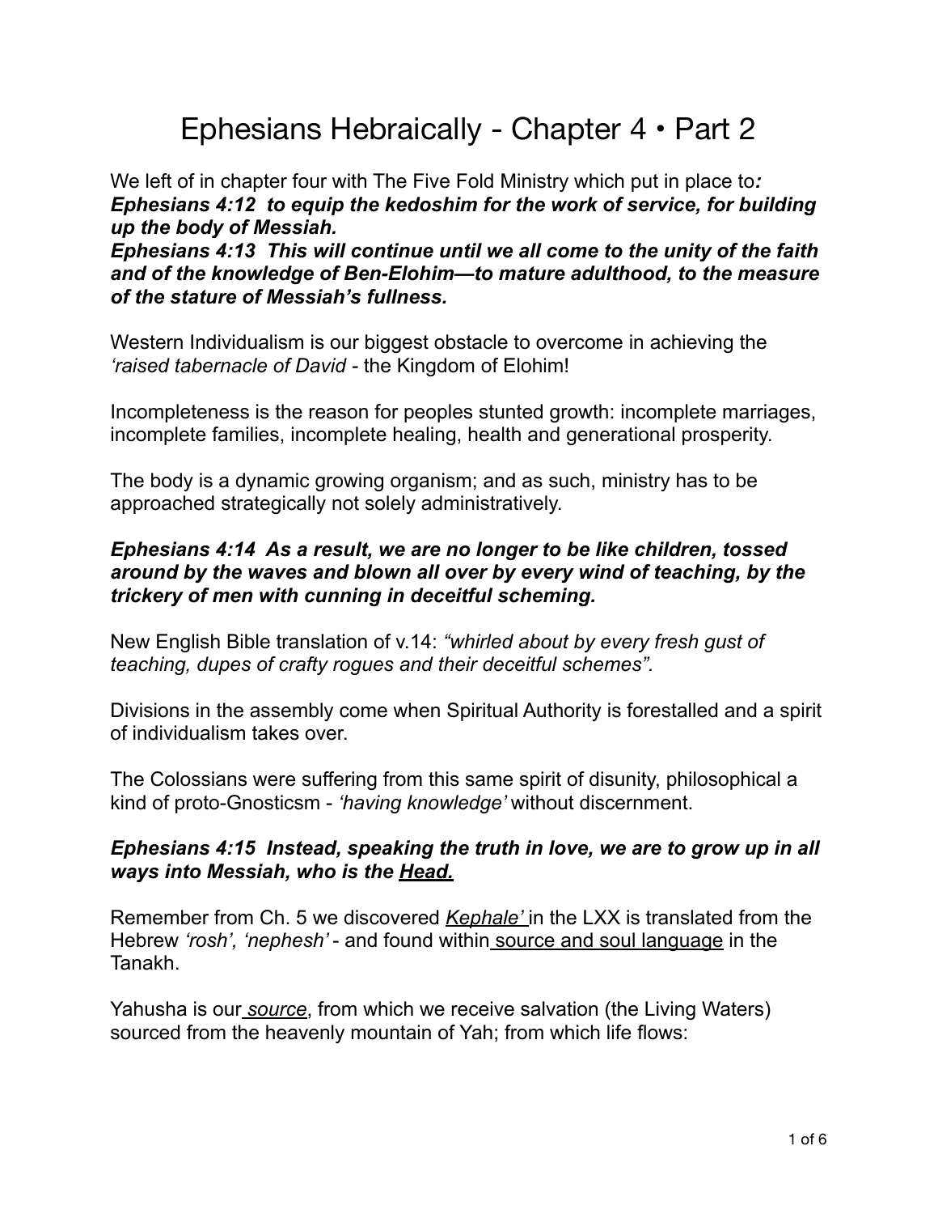# Ephesians Hebraically - Chapter 4 • Part 2

We left of in chapter four with The Five Fold Ministry which put in place to***:***
***Ephesians 4:12 to equip the kedoshim for the work of service, for building up the body of Messiah.***
***Ephesians 4:13 This will continue until we all come to the unity of the faith and of the knowledge of Ben-Elohim—to mature adulthood, to the measure of the stature of Messiah's fullness.***

Western Individualism is our biggest obstacle to overcome in achieving the *'raised tabernacle of David* - the Kingdom of Elohim!

Incompleteness is the reason for peoples stunted growth: incomplete marriages, incomplete families, incomplete healing, health and generational prosperity.

The body is a dynamic growing organism; and as such, ministry has to be approached strategically not solely administratively.

***Ephesians 4:14 As a result, we are no longer to be like children, tossed around by the waves and blown all over by every wind of teaching, by the trickery of men with cunning in deceitful scheming.***

New English Bible translation of v.14: *"whirled about by every fresh gust of teaching, dupes of crafty rogues and their deceitful schemes".*

Divisions in the assembly come when Spiritual Authority is forestalled and a spirit of individualism takes over.

The Colossians were suffering from this same spirit of disunity, philosophical a kind of proto-Gnosticsm - *'having knowledge'* without discernment.

***Ephesians 4:15 Instead, speaking the truth in love, we are to grow up in all ways into Messiah, who is the <u>Head.</u>***

Remember from Ch. 5 we discovered <u>*Kephale'*</u> in the LXX is translated from the Hebrew *'rosh', 'nephesh'* - and found within <u>source and soul language</u> in the Tanakh.

Yahusha is our <u>*source*</u>, from which we receive salvation (the Living Waters) sourced from the heavenly mountain of Yah; from which life flows: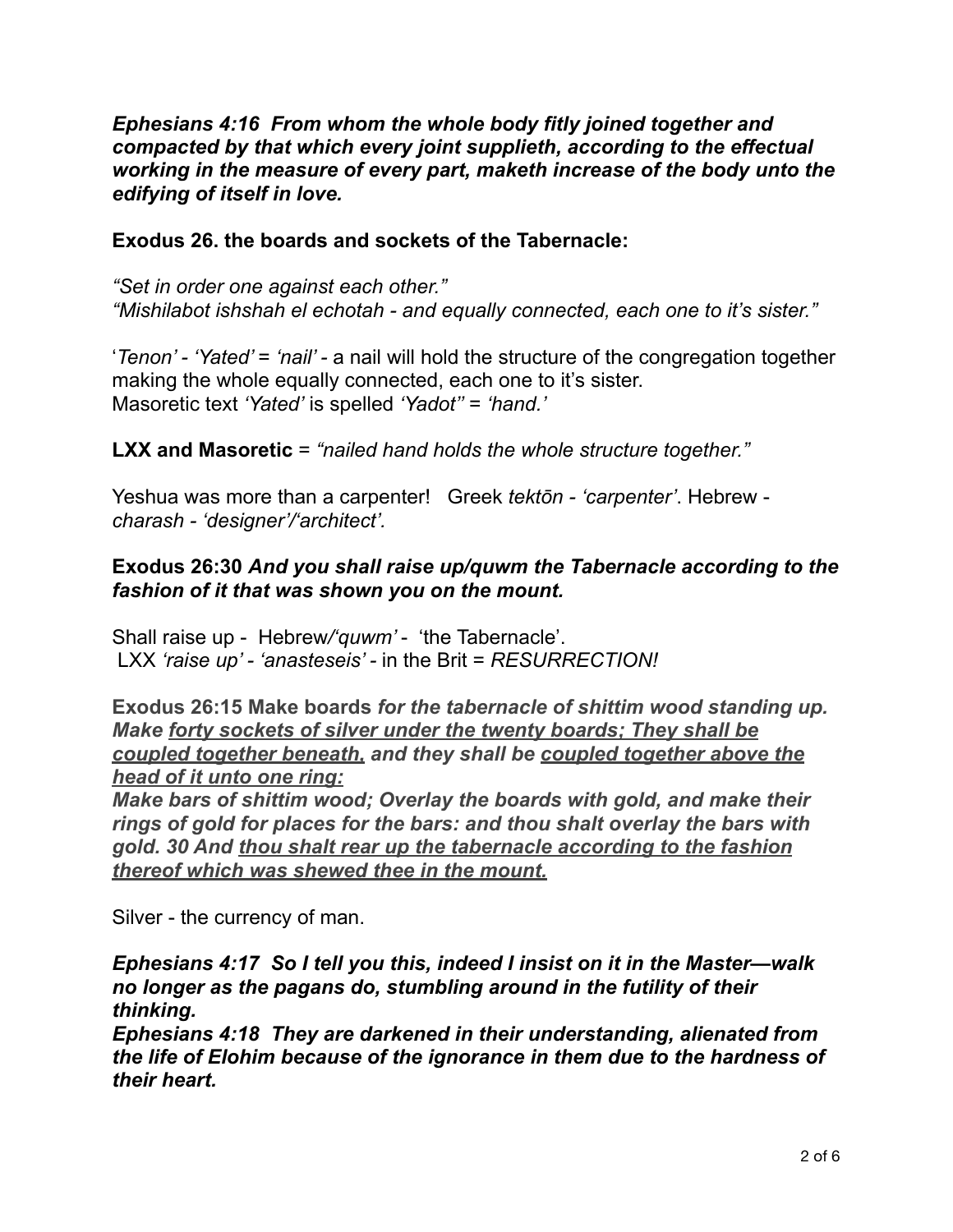***Ephesians 4:16  From whom the whole body fitly joined together and compacted by that which every joint supplieth, according to the effectual working in the measure of every part, maketh increase of the body unto the edifying of itself in love.***

**Exodus 26. the boards and sockets of the Tabernacle:**

*"Set in order one against each other."*
*"Mishilabot ishshah el echotah - and equally connected, each one to it's sister."*

'*Tenon' - 'Yated'* = *'nail'* - a nail will hold the structure of the congregation together making the whole equally connected, each one to it's sister.
Masoretic text *'Yated'* is spelled *'Yadot'' = 'hand.'*

**LXX and Masoretic** = *"nailed hand holds the whole structure together."*

Yeshua was more than a carpenter!   Greek *tektōn - 'carpenter'*. Hebrew - *charash - 'designer'/'architect'.*

**Exodus 26:30 *And you shall raise up/quwm the Tabernacle according to the fashion of it that was shown you on the mount.***

Shall raise up -  Hebrew/*'quwm'* -  'the Tabernacle'.
LXX *'raise up'* - *'anasteseis'* - in the Brit = *RESURRECTION!*

**Exodus 26:15 Make boards *for the tabernacle of shittim wood standing up. Make <u>forty sockets of silver under the twenty boards; They shall be coupled together beneath,</u> and they shall be <u>coupled together above the head of it unto one ring:</u>***
***Make bars of shittim wood; Overlay the boards with gold, and make their rings of gold for places for the bars: and thou shalt overlay the bars with gold. 30 And <u>thou shalt rear up the tabernacle according to the fashion thereof which was shewed thee in the mount.</u>***

Silver - the currency of man.

***Ephesians 4:17  So I tell you this, indeed I insist on it in the Master—walk no longer as the pagans do, stumbling around in the futility of their thinking.***
***Ephesians 4:18  They are darkened in their understanding, alienated from the life of Elohim because of the ignorance in them due to the hardness of their heart.***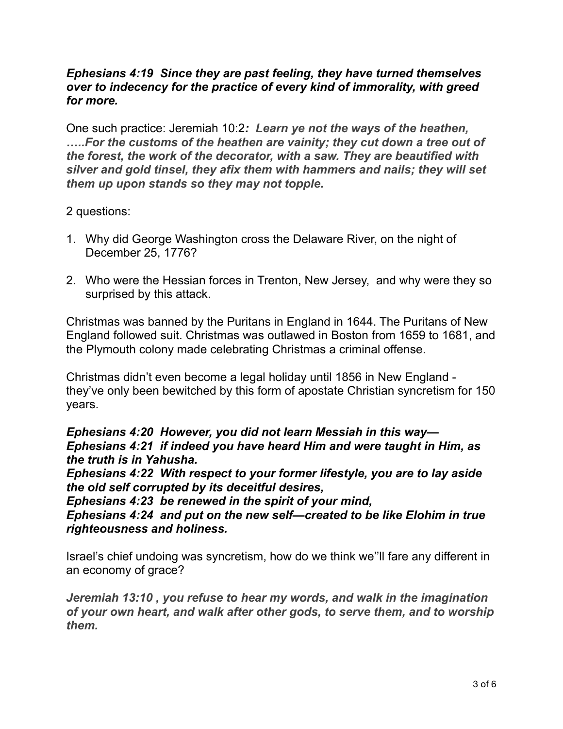***Ephesians 4:19  Since they are past feeling, they have turned themselves over to indecency for the practice of every kind of immorality, with greed for more.***

One such practice: Jeremiah 10:2***: Learn ye not the ways of the heathen, …..For the customs of the heathen are vainity; they cut down a tree out of the forest, the work of the decorator, with a saw. They are beautified with silver and gold tinsel, they afix them with hammers and nails; they will set them up upon stands so they may not topple.***

2 questions:

1. Why did George Washington cross the Delaware River, on the night of December 25, 1776?

2. Who were the Hessian forces in Trenton, New Jersey,  and why were they so surprised by this attack.

Christmas was banned by the Puritans in England in 1644. The Puritans of New England followed suit. Christmas was outlawed in Boston from 1659 to 1681, and the Plymouth colony made celebrating Christmas a criminal offense.

Christmas didn't even become a legal holiday until 1856 in New England - they've only been bewitched by this form of apostate Christian syncretism for 150 years.

***Ephesians 4:20  However, you did not learn Messiah in this way—***
***Ephesians 4:21  if indeed you have heard Him and were taught in Him, as the truth is in Yahusha.***
***Ephesians 4:22  With respect to your former lifestyle, you are to lay aside the old self corrupted by its deceitful desires,***
***Ephesians 4:23  be renewed in the spirit of your mind,***
***Ephesians 4:24  and put on the new self—created to be like Elohim in true righteousness and holiness.***

Israel's chief undoing was syncretism, how do we think we''ll fare any different in an economy of grace?

***Jeremiah 13:10 , you refuse to hear my words, and walk in the imagination of your own heart, and walk after other gods, to serve them, and to worship them.***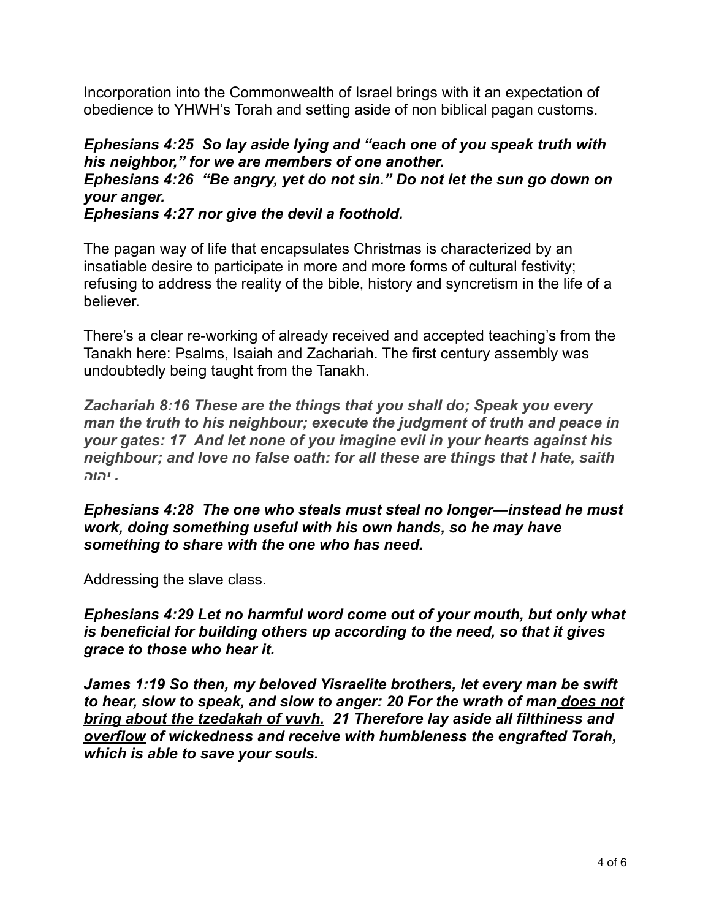Incorporation into the Commonwealth of Israel brings with it an expectation of obedience to YHWH's Torah and setting aside of non biblical pagan customs.

***Ephesians 4:25 So lay aside lying and "each one of you speak truth with his neighbor," for we are members of one another.***
***Ephesians 4:26 "Be angry, yet do not sin." Do not let the sun go down on your anger.***
***Ephesians 4:27 nor give the devil a foothold.***

The pagan way of life that encapsulates Christmas is characterized by an insatiable desire to participate in more and more forms of cultural festivity; refusing to address the reality of the bible, history and syncretism in the life of a believer.

There's a clear re-working of already received and accepted teaching's from the Tanakh here: Psalms, Isaiah and Zachariah. The first century assembly was undoubtedly being taught from the Tanakh.

***Zachariah 8:16 These are the things that you shall do; Speak you every man the truth to his neighbour; execute the judgment of truth and peace in your gates: 17 And let none of you imagine evil in your hearts against his neighbour; and love no false oath: for all these are things that I hate, saith יהוה .***

***Ephesians 4:28 The one who steals must steal no longer—instead he must work, doing something useful with his own hands, so he may have something to share with the one who has need.***

Addressing the slave class.

***Ephesians 4:29 Let no harmful word come out of your mouth, but only what is beneficial for building others up according to the need, so that it gives grace to those who hear it.***

***James 1:19 So then, my beloved Yisraelite brothers, let every man be swift to hear, slow to speak, and slow to anger: 20 For the wrath of man <u>does not bring about the tzedakah of vuvh.</u> 21 Therefore lay aside all filthiness and <u>overflow</u> of wickedness and receive with humbleness the engrafted Torah, which is able to save your souls.***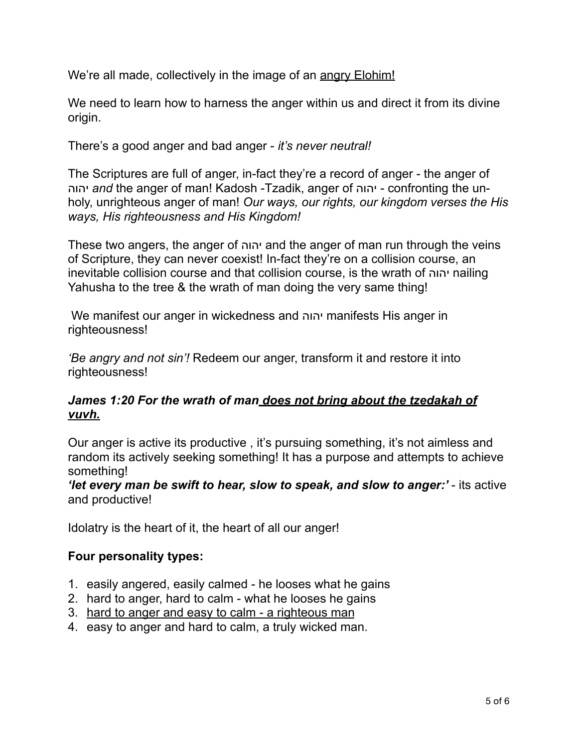We're all made, collectively in the image of an <u>angry Elohim!</u>

We need to learn how to harness the anger within us and direct it from its divine origin.

There's a good anger and bad anger - *it's never neutral!*

The Scriptures are full of anger, in-fact they're a record of anger - the anger of יהוה *and* the anger of man! Kadosh -Tzadik, anger of יהוה - confronting the un-holy, unrighteous anger of man! *Our ways, our rights, our kingdom verses the His ways, His righteousness and His Kingdom!*

These two angers, the anger of יהוה and the anger of man run through the veins of Scripture, they can never coexist! In-fact they're on a collision course, an inevitable collision course and that collision course, is the wrath of יהוה nailing Yahusha to the tree & the wrath of man doing the very same thing!

We manifest our anger in wickedness and יהוה manifests His anger in righteousness!

*'Be angry and not sin'!* Redeem our anger, transform it and restore it into righteousness!

***James 1:20 For the wrath of man <u>does not bring about the tzedakah of vuvh.</u>***

Our anger is active its productive , it's pursuing something, it's not aimless and random its actively seeking something! It has a purpose and attempts to achieve something!
***'let every man be swift to hear, slow to speak, and slow to anger:'*** - its active and productive!

Idolatry is the heart of it, the heart of all our anger!

**Four personality types:**

1. easily angered, easily calmed - he looses what he gains
2. hard to anger, hard to calm - what he looses he gains
3. <u>hard to anger and easy to calm - a righteous man</u>
4. easy to anger and hard to calm, a truly wicked man.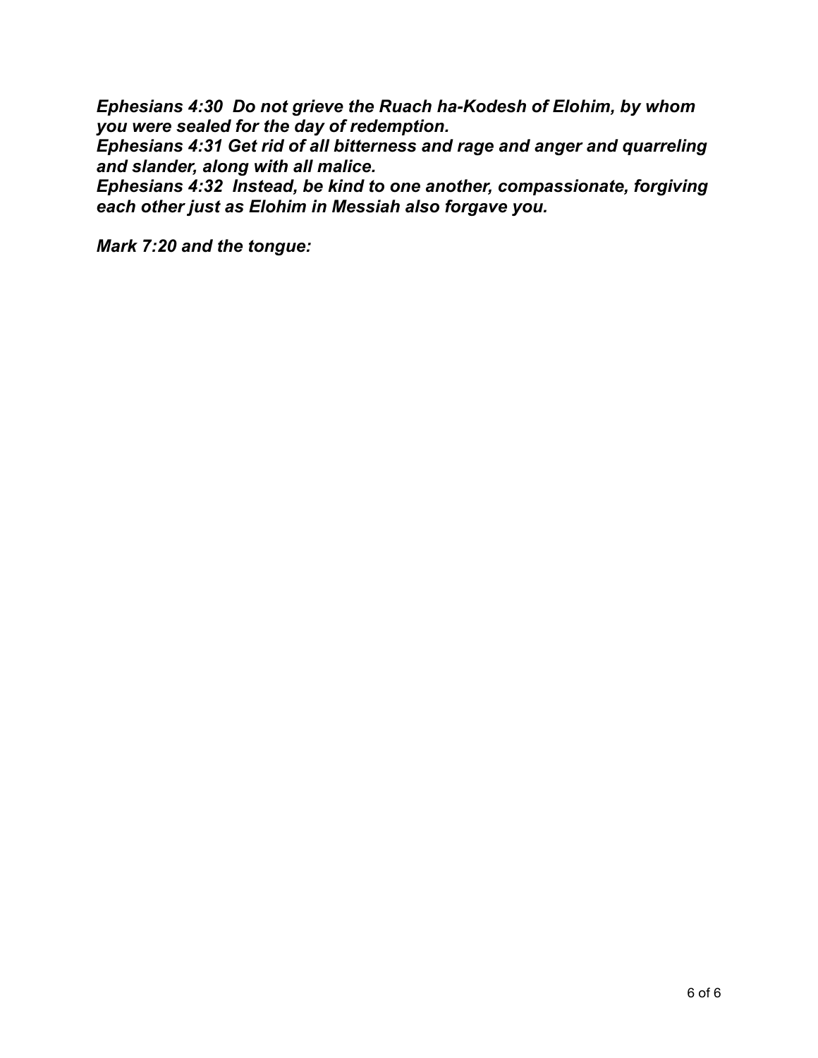***Ephesians 4:30  Do not grieve the Ruach ha-Kodesh of Elohim, by whom you were sealed for the day of redemption.***
***Ephesians 4:31 Get rid of all bitterness and rage and anger and quarreling and slander, along with all malice.***
***Ephesians 4:32  Instead, be kind to one another, compassionate, forgiving each other just as Elohim in Messiah also forgave you.***

***Mark 7:20 and the tongue:***